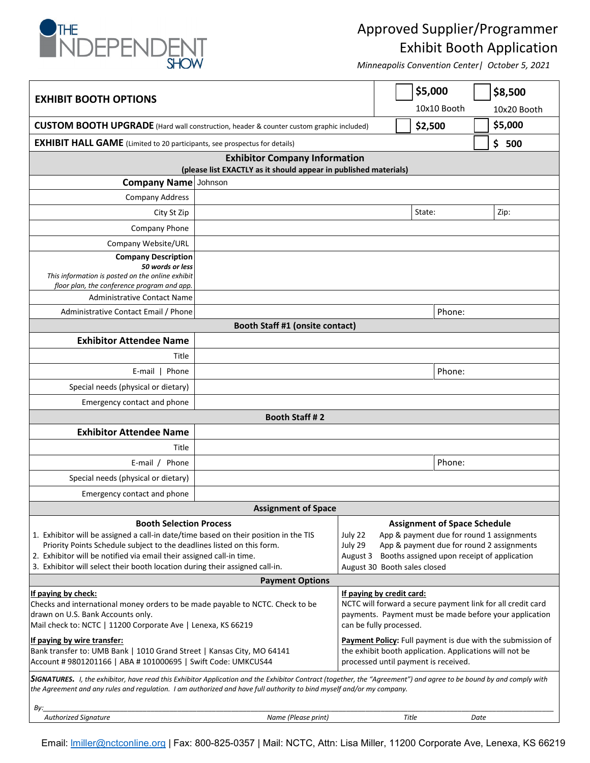THE INDEPENDENT SHOW

# Approved Supplier/Programmer Exhibit Booth Application

*Minneapolis Convention Center| October 5, 2021*

| | | |
|---|---|---|
| **EXHIBIT BOOTH OPTIONS** | ☐ **$5,000** 10x10 Booth | ☐ **$8,500** 10x20 Booth |
| **CUSTOM BOOTH UPGRADE** (Hard wall construction, header & counter custom graphic included) | ☐ **$2,500** | ☐ **$5,000** |
| **EXHIBIT HALL GAME** (Limited to 20 participants, see prospectus for details) | | ☐ **$ 500** |

## Exhibitor Company Information

**(please list EXACTLY as it should appear in published materials)**

| | | | |
|---|---|---|---|
| **Company Name** | Johnson | | |
| Company Address | | | |
| City St Zip | | State: | Zip: |
| Company Phone | | | |
| Company Website/URL | | | |
| **Company Description** *50 words or less* *This information is posted on the online exhibit floor plan, the conference program and app.* | | | |
| Administrative Contact Name | | | |
| Administrative Contact Email / Phone | | Phone: | |

## Booth Staff #1 (onsite contact)

| | | |
|---|---|---|
| **Exhibitor Attendee Name** | | |
| Title | | |
| E-mail \| Phone | | Phone: |
| Special needs (physical or dietary) | | |
| Emergency contact and phone | | |

## Booth Staff # 2

| | | |
|---|---|---|
| **Exhibitor Attendee Name** | | |
| Title | | |
| E-mail / Phone | | Phone: |
| Special needs (physical or dietary) | | |
| Emergency contact and phone | | |

## Assignment of Space

**Booth Selection Process**

1. Exhibitor will be assigned a call-in date/time based on their position in the TIS Priority Points Schedule subject to the deadlines listed on this form.
2. Exhibitor will be notified via email their assigned call-in time.
3. Exhibitor will select their booth location during their assigned call-in.

**Assignment of Space Schedule**

| | |
|---|---|
| July 22 | App & payment due for round 1 assignments |
| July 29 | App & payment due for round 2 assignments |
| August 3 | Booths assigned upon receipt of application |
| August 30 | Booth sales closed |

## Payment Options

**If paying by check:**
Checks and international money orders to be made payable to NCTC. Check to be drawn on U.S. Bank Accounts only.
Mail check to: NCTC | 11200 Corporate Ave | Lenexa, KS 66219

**If paying by wire transfer:**
Bank transfer to: UMB Bank | 1010 Grand Street | Kansas City, MO 64141
Account # 9801201166 | ABA # 101000695 | Swift Code: UMKCUS44

**If paying by credit card:**
NCTC will forward a secure payment link for all credit card payments. Payment must be made before your application can be fully processed.

**Payment Policy:** Full payment is due with the submission of the exhibit booth application. Applications will not be processed until payment is received.

***SIGNATURES.*** *I, the exhibitor, have read this Exhibitor Application and the Exhibitor Contract (together, the "Agreement") and agree to be bound by and comply with the Agreement and any rules and regulation. I am authorized and have full authority to bind myself and/or my company.*

*By:*______________________________________________________________________

*Authorized Signature* | *Name (Please print)* | *Title* | *Date*

Email: lmiller@nctconline.org | Fax: 800-825-0357 | Mail: NCTC, Attn: Lisa Miller, 11200 Corporate Ave, Lenexa, KS 66219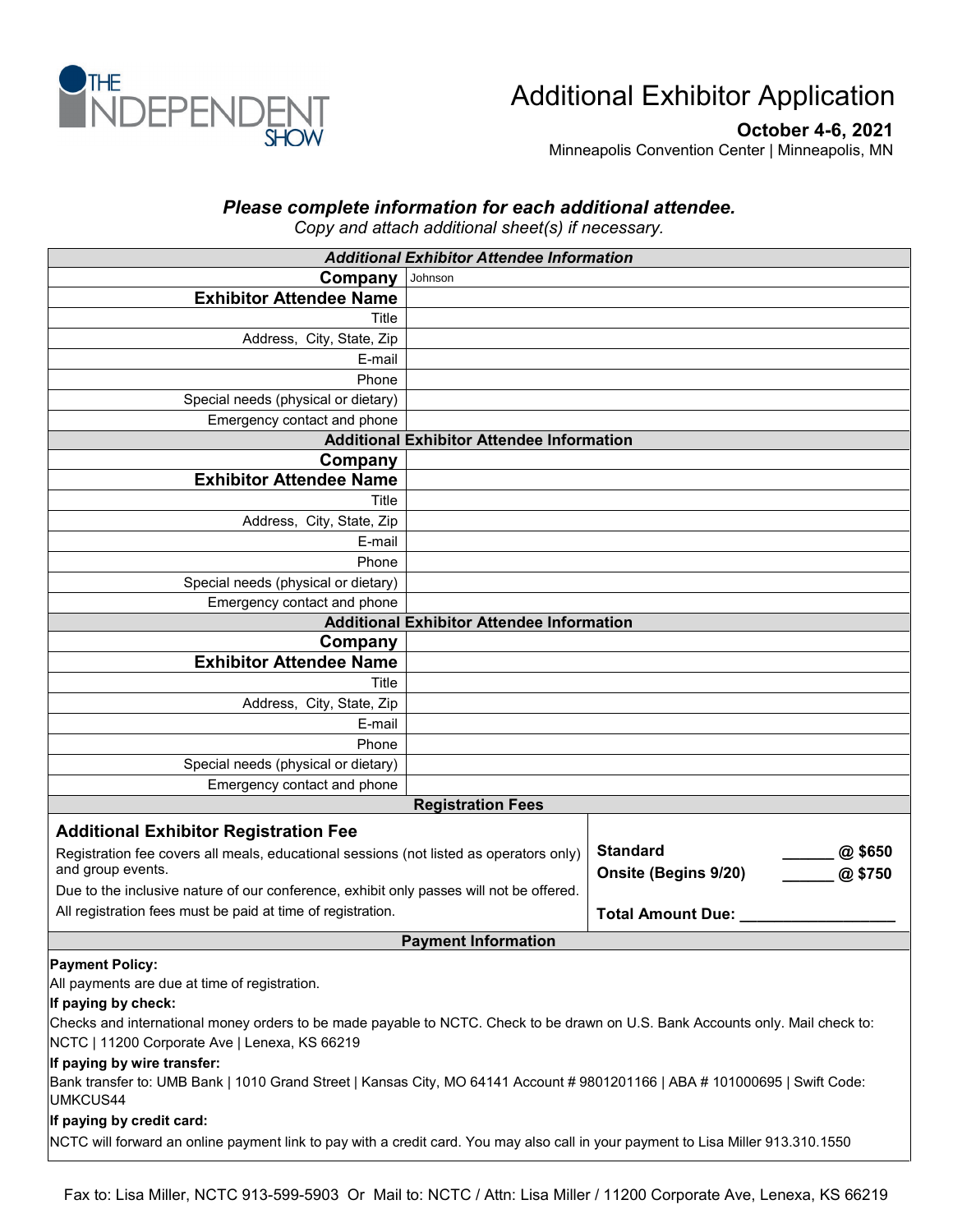THE INDEPENDENT SHOW

# Additional Exhibitor Application

**October 4-6, 2021**

Minneapolis Convention Center | Minneapolis, MN

***Please complete information for each additional attendee.***

*Copy and attach additional sheet(s) if necessary.*

| | |
|---|---|
| ***Additional Exhibitor Attendee Information*** | |
| **Company** | Johnson |
| **Exhibitor Attendee Name** | |
| Title | |
| Address, City, State, Zip | |
| E-mail | |
| Phone | |
| Special needs (physical or dietary) | |
| Emergency contact and phone | |
| **Additional Exhibitor Attendee Information** | |
| **Company** | |
| **Exhibitor Attendee Name** | |
| Title | |
| Address, City, State, Zip | |
| E-mail | |
| Phone | |
| Special needs (physical or dietary) | |
| Emergency contact and phone | |
| **Additional Exhibitor Attendee Information** | |
| **Company** | |
| **Exhibitor Attendee Name** | |
| Title | |
| Address, City, State, Zip | |
| E-mail | |
| Phone | |
| Special needs (physical or dietary) | |
| Emergency contact and phone | |

## Registration Fees

### Additional Exhibitor Registration Fee

Registration fee covers all meals, educational sessions (not listed as operators only) and group events.

Due to the inclusive nature of our conference, exhibit only passes will not be offered.

All registration fees must be paid at time of registration.

**Standard** ______ **@ $650**

**Onsite (Begins 9/20)** ______ **@ $750**

**Total Amount Due:** ________________

## Payment Information

**Payment Policy:**

All payments are due at time of registration.

**If paying by check:**

Checks and international money orders to be made payable to NCTC. Check to be drawn on U.S. Bank Accounts only. Mail check to: NCTC | 11200 Corporate Ave | Lenexa, KS 66219

**If paying by wire transfer:**

Bank transfer to: UMB Bank | 1010 Grand Street | Kansas City, MO 64141 Account # 9801201166 | ABA # 101000695 | Swift Code: UMKCUS44

**If paying by credit card:**

NCTC will forward an online payment link to pay with a credit card. You may also call in your payment to Lisa Miller 913.310.1550

Fax to: Lisa Miller, NCTC 913-599-5903 Or Mail to: NCTC / Attn: Lisa Miller / 11200 Corporate Ave, Lenexa, KS 66219